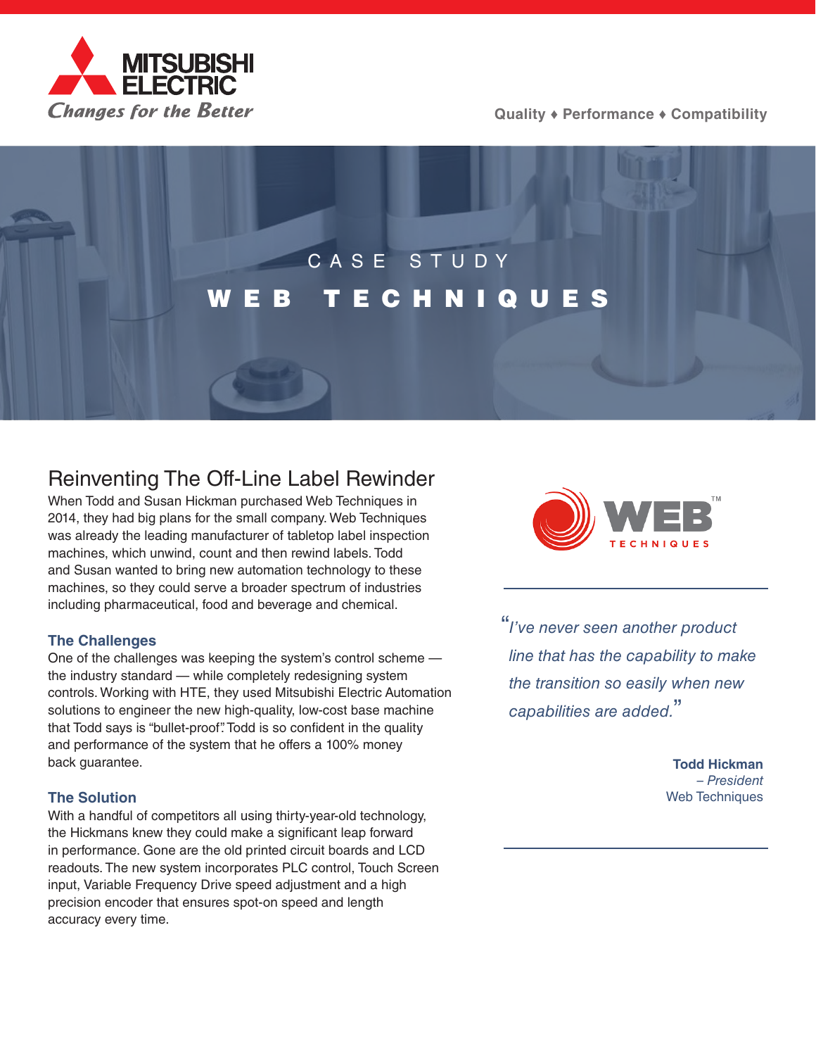Quality ♦ Performance ♦ Compatibility

CASE STUDY

# WEB TECHNIQUES

## Reinventing The Off-Line Label Rewinder

When Todd and Susan Hickman purchased Web Techniques in 2014, they had big plans for the small company. Web Techniques was already the leading manufacturer of tabletop label inspection machines, which unwind, count and then rewind labels. Todd and Susan wanted to bring new automation technology to these machines, so they could serve a broader spectrum of industries including pharmaceutical, food and beverage and chemical.

### The Challenges

One of the challenges was keeping the system's control scheme — the industry standard — while completely redesigning system controls. Working with HTE, they used Mitsubishi Electric Automation solutions to engineer the new high-quality, low-cost base machine that Todd says is "bullet-proof." Todd is so confident in the quality and performance of the system that he offers a 100% money back guarantee.

### The Solution

With a handful of competitors all using thirty-year-old technology, the Hickmans knew they could make a significant leap forward in performance. Gone are the old printed circuit boards and LCD readouts. The new system incorporates PLC control, Touch Screen input, Variable Frequency Drive speed adjustment and a high precision encoder that ensures spot-on speed and length accuracy every time.

> *"I've never seen another product line that has the capability to make the transition so easily when new capabilities are added."*
>
> **Todd Hickman**
> *– President*
> Web Techniques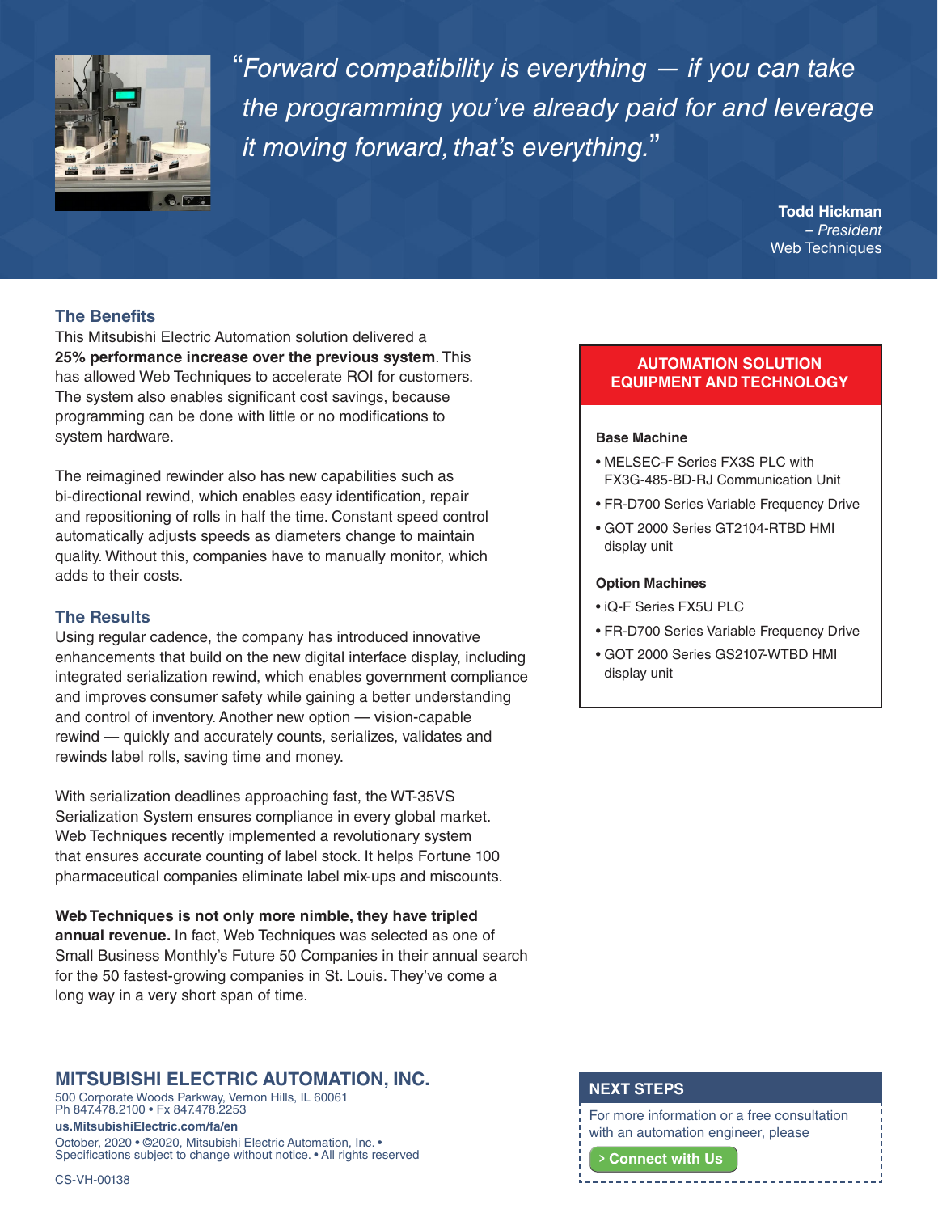> "*Forward compatibility is everything — if you can take the programming you've already paid for and leverage it moving forward, that's everything.*"
>
> **Todd Hickman**
> *– President*
> Web Techniques

## The Benefits

This Mitsubishi Electric Automation solution delivered a **25% performance increase over the previous system**. This has allowed Web Techniques to accelerate ROI for customers. The system also enables significant cost savings, because programming can be done with little or no modifications to system hardware.

The reimagined rewinder also has new capabilities such as bi-directional rewind, which enables easy identification, repair and repositioning of rolls in half the time. Constant speed control automatically adjusts speeds as diameters change to maintain quality. Without this, companies have to manually monitor, which adds to their costs.

## The Results

Using regular cadence, the company has introduced innovative enhancements that build on the new digital interface display, including integrated serialization rewind, which enables government compliance and improves consumer safety while gaining a better understanding and control of inventory. Another new option — vision-capable rewind — quickly and accurately counts, serializes, validates and rewinds label rolls, saving time and money.

With serialization deadlines approaching fast, the WT-35VS Serialization System ensures compliance in every global market. Web Techniques recently implemented a revolutionary system that ensures accurate counting of label stock. It helps Fortune 100 pharmaceutical companies eliminate label mix-ups and miscounts.

**Web Techniques is not only more nimble, they have tripled annual revenue.** In fact, Web Techniques was selected as one of Small Business Monthly's Future 50 Companies in their annual search for the 50 fastest-growing companies in St. Louis. They've come a long way in a very short span of time.

## AUTOMATION SOLUTION EQUIPMENT AND TECHNOLOGY

**Base Machine**

- MELSEC-F Series FX3S PLC with FX3G-485-BD-RJ Communication Unit
- FR-D700 Series Variable Frequency Drive
- GOT 2000 Series GT2104-RTBD HMI display unit

**Option Machines**

- iQ-F Series FX5U PLC
- FR-D700 Series Variable Frequency Drive
- GOT 2000 Series GS2107-WTBD HMI display unit

## MITSUBISHI ELECTRIC AUTOMATION, INC.

500 Corporate Woods Parkway, Vernon Hills, IL 60061
Ph 847.478.2100 • Fx 847.478.2253

**us.MitsubishiElectric.com/fa/en**

October, 2020 • ©2020, Mitsubishi Electric Automation, Inc. •
Specifications subject to change without notice. • All rights reserved

CS-VH-00138

## NEXT STEPS

For more information or a free consultation with an automation engineer, please

**> Connect with Us**